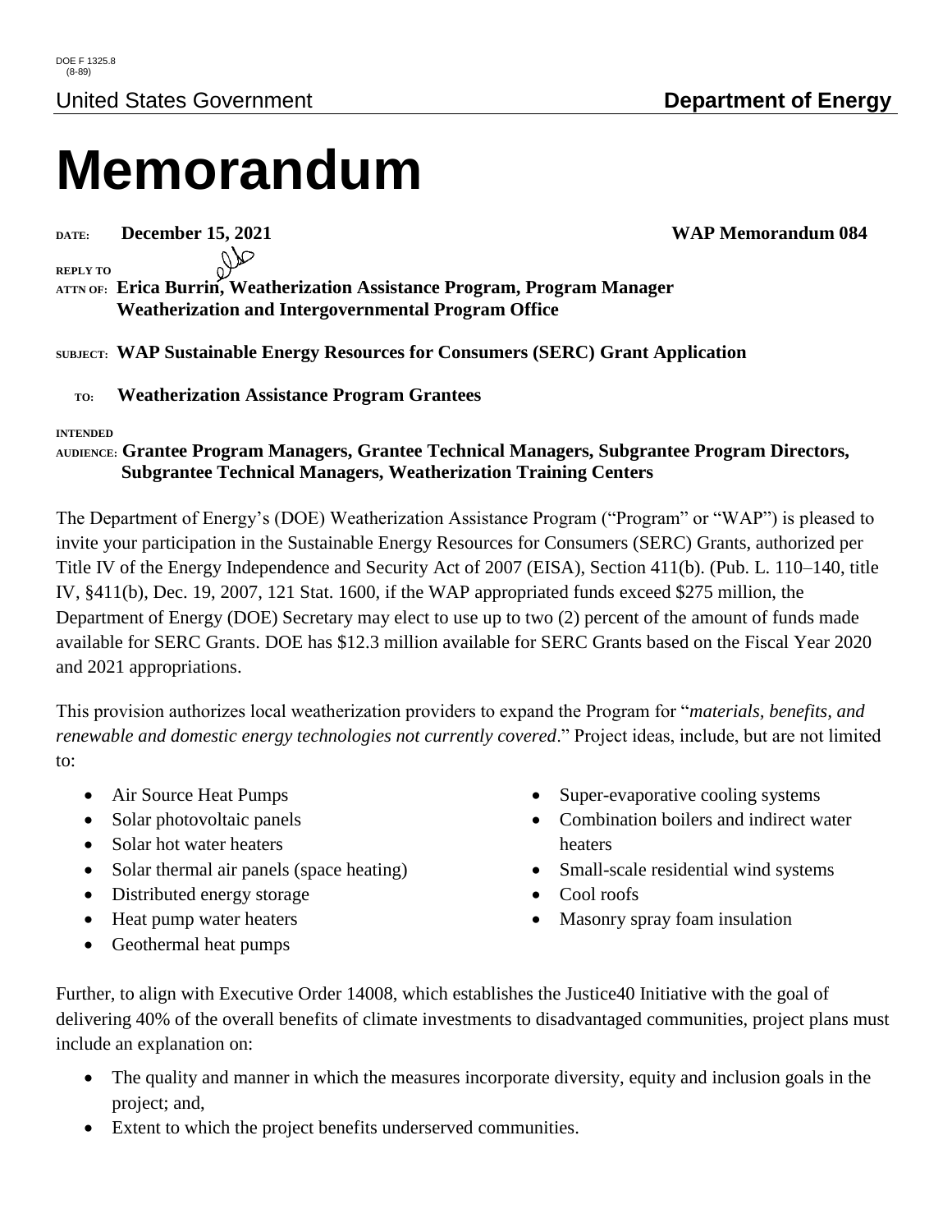DOE F 1325.8
(8-89)

United States Government **Department of Energy**

# Memorandum

**DATE:** **December 15, 2021** **WAP Memorandum 084**

**REPLY TO ATTN OF:** **Erica Burrin, Weatherization Assistance Program, Program Manager Weatherization and Intergovernmental Program Office**

**SUBJECT:** **WAP Sustainable Energy Resources for Consumers (SERC) Grant Application**

**TO:** **Weatherization Assistance Program Grantees**

**INTENDED AUDIENCE:** **Grantee Program Managers, Grantee Technical Managers, Subgrantee Program Directors, Subgrantee Technical Managers, Weatherization Training Centers**

The Department of Energy's (DOE) Weatherization Assistance Program ("Program" or "WAP") is pleased to invite your participation in the Sustainable Energy Resources for Consumers (SERC) Grants, authorized per Title IV of the Energy Independence and Security Act of 2007 (EISA), Section 411(b). (Pub. L. 110–140, title IV, §411(b), Dec. 19, 2007, 121 Stat. 1600, if the WAP appropriated funds exceed $275 million, the Department of Energy (DOE) Secretary may elect to use up to two (2) percent of the amount of funds made available for SERC Grants. DOE has $12.3 million available for SERC Grants based on the Fiscal Year 2020 and 2021 appropriations.

This provision authorizes local weatherization providers to expand the Program for "*materials, benefits, and renewable and domestic energy technologies not currently covered*." Project ideas, include, but are not limited to:

- Air Source Heat Pumps
- Solar photovoltaic panels
- Solar hot water heaters
- Solar thermal air panels (space heating)
- Distributed energy storage
- Heat pump water heaters
- Geothermal heat pumps
- Super-evaporative cooling systems
- Combination boilers and indirect water heaters
- Small-scale residential wind systems
- Cool roofs
- Masonry spray foam insulation

Further, to align with Executive Order 14008, which establishes the Justice40 Initiative with the goal of delivering 40% of the overall benefits of climate investments to disadvantaged communities, project plans must include an explanation on:

- The quality and manner in which the measures incorporate diversity, equity and inclusion goals in the project; and,
- Extent to which the project benefits underserved communities.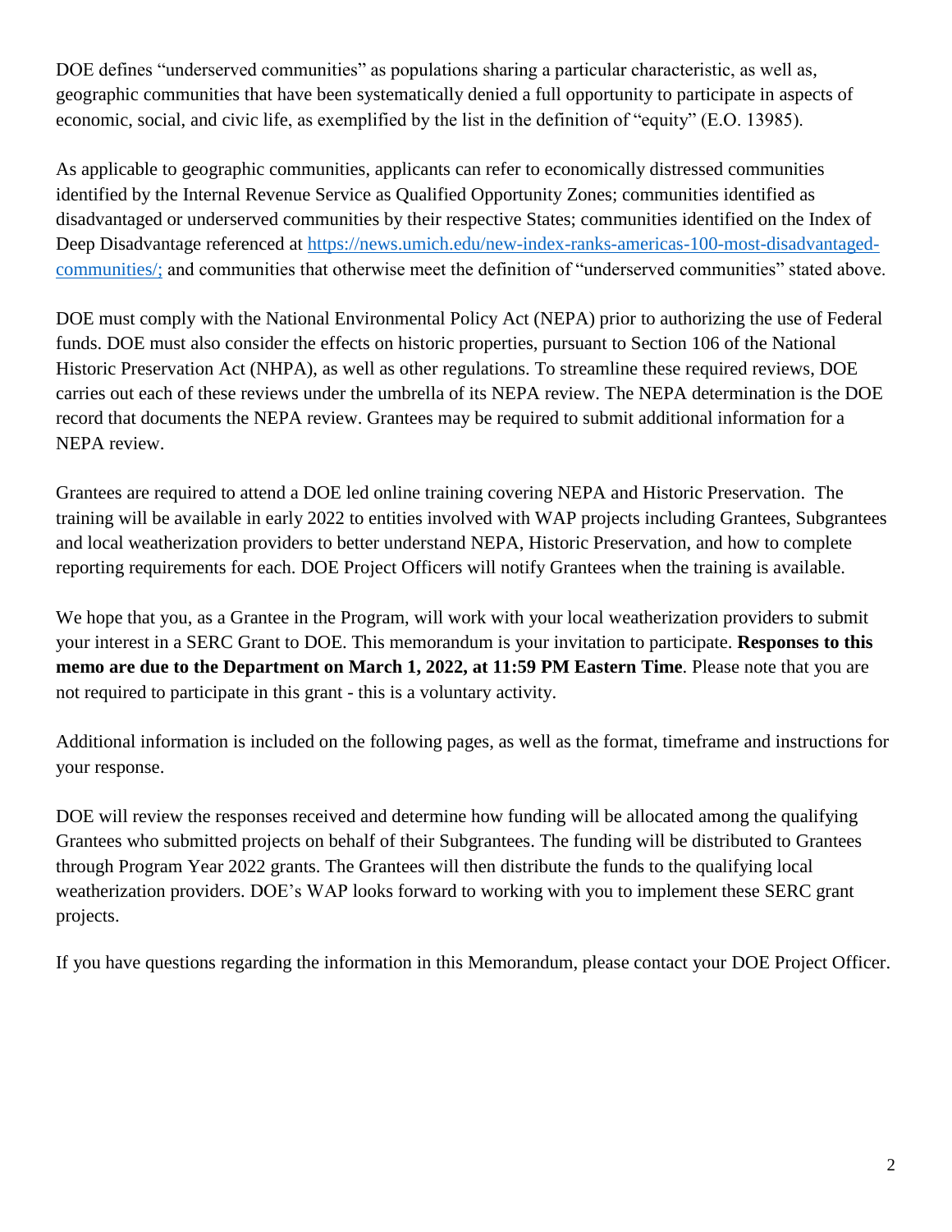DOE defines "underserved communities" as populations sharing a particular characteristic, as well as, geographic communities that have been systematically denied a full opportunity to participate in aspects of economic, social, and civic life, as exemplified by the list in the definition of "equity" (E.O. 13985).

As applicable to geographic communities, applicants can refer to economically distressed communities identified by the Internal Revenue Service as Qualified Opportunity Zones; communities identified as disadvantaged or underserved communities by their respective States; communities identified on the Index of Deep Disadvantage referenced at [https://news.umich.edu/new-index-ranks-americas-100-most-disadvantaged-communities/;](https://news.umich.edu/new-index-ranks-americas-100-most-disadvantaged-communities/) and communities that otherwise meet the definition of "underserved communities" stated above.

DOE must comply with the National Environmental Policy Act (NEPA) prior to authorizing the use of Federal funds. DOE must also consider the effects on historic properties, pursuant to Section 106 of the National Historic Preservation Act (NHPA), as well as other regulations. To streamline these required reviews, DOE carries out each of these reviews under the umbrella of its NEPA review. The NEPA determination is the DOE record that documents the NEPA review. Grantees may be required to submit additional information for a NEPA review.

Grantees are required to attend a DOE led online training covering NEPA and Historic Preservation. The training will be available in early 2022 to entities involved with WAP projects including Grantees, Subgrantees and local weatherization providers to better understand NEPA, Historic Preservation, and how to complete reporting requirements for each. DOE Project Officers will notify Grantees when the training is available.

We hope that you, as a Grantee in the Program, will work with your local weatherization providers to submit your interest in a SERC Grant to DOE. This memorandum is your invitation to participate. **Responses to this memo are due to the Department on March 1, 2022, at 11:59 PM Eastern Time**. Please note that you are not required to participate in this grant - this is a voluntary activity.

Additional information is included on the following pages, as well as the format, timeframe and instructions for your response.

DOE will review the responses received and determine how funding will be allocated among the qualifying Grantees who submitted projects on behalf of their Subgrantees. The funding will be distributed to Grantees through Program Year 2022 grants. The Grantees will then distribute the funds to the qualifying local weatherization providers. DOE's WAP looks forward to working with you to implement these SERC grant projects.

If you have questions regarding the information in this Memorandum, please contact your DOE Project Officer.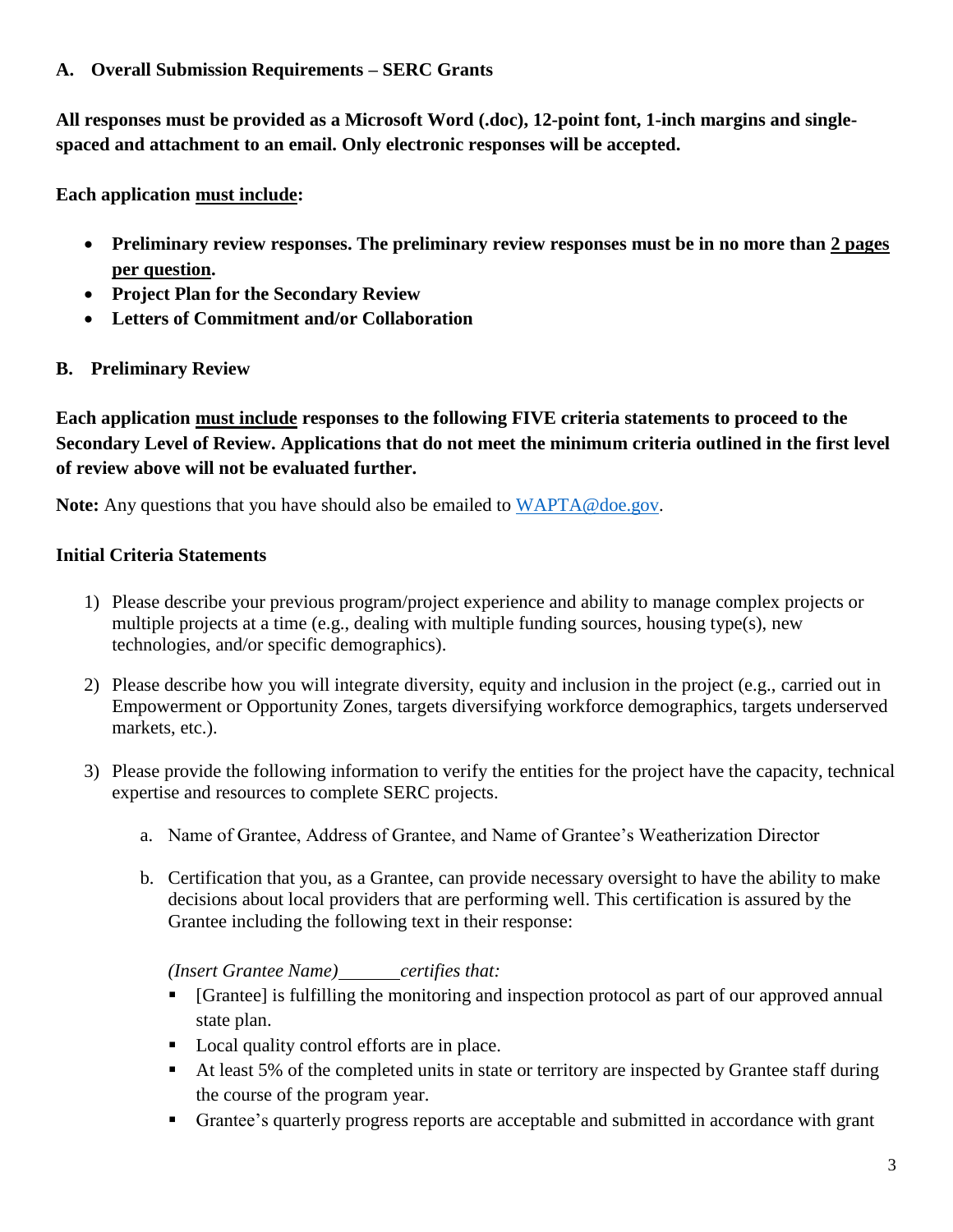## A. Overall Submission Requirements – SERC Grants

**All responses must be provided as a Microsoft Word (.doc), 12-point font, 1-inch margins and single-spaced and attachment to an email. Only electronic responses will be accepted.**

**Each application <u>must include</u>:**

- **Preliminary review responses. The preliminary review responses must be in no more than <u>2 pages per question</u>.**
- **Project Plan for the Secondary Review**
- **Letters of Commitment and/or Collaboration**

## B. Preliminary Review

**Each application <u>must include</u> responses to the following FIVE criteria statements to proceed to the Secondary Level of Review. Applications that do not meet the minimum criteria outlined in the first level of review above will not be evaluated further.**

**Note:** Any questions that you have should also be emailed to WAPTA@doe.gov.

### Initial Criteria Statements

1) Please describe your previous program/project experience and ability to manage complex projects or multiple projects at a time (e.g., dealing with multiple funding sources, housing type(s), new technologies, and/or specific demographics).

2) Please describe how you will integrate diversity, equity and inclusion in the project (e.g., carried out in Empowerment or Opportunity Zones, targets diversifying workforce demographics, targets underserved markets, etc.).

3) Please provide the following information to verify the entities for the project have the capacity, technical expertise and resources to complete SERC projects.

   a. Name of Grantee, Address of Grantee, and Name of Grantee's Weatherization Director

   b. Certification that you, as a Grantee, can provide necessary oversight to have the ability to make decisions about local providers that are performing well. This certification is assured by the Grantee including the following text in their response:

      *(Insert Grantee Name)\_\_\_\_\_\_\_certifies that:*

      - [Grantee] is fulfilling the monitoring and inspection protocol as part of our approved annual state plan.
      - Local quality control efforts are in place.
      - At least 5% of the completed units in state or territory are inspected by Grantee staff during the course of the program year.
      - Grantee's quarterly progress reports are acceptable and submitted in accordance with grant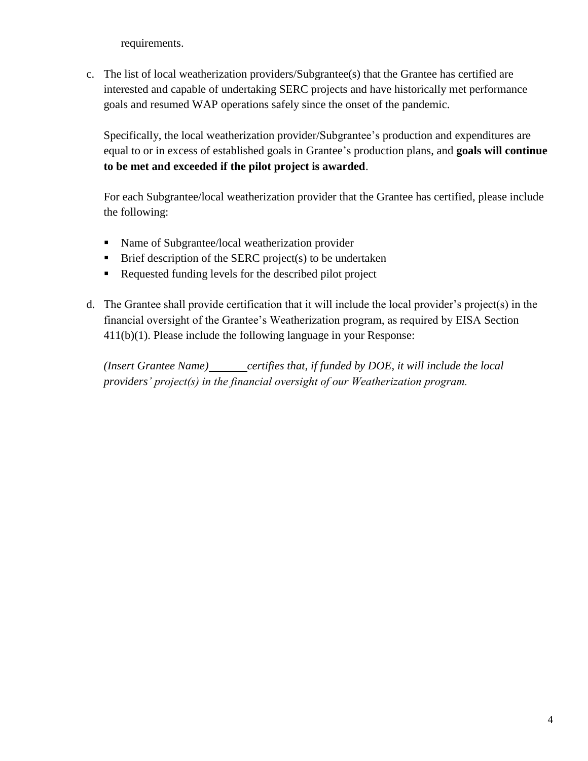requirements.

c. The list of local weatherization providers/Subgrantee(s) that the Grantee has certified are interested and capable of undertaking SERC projects and have historically met performance goals and resumed WAP operations safely since the onset of the pandemic.

   Specifically, the local weatherization provider/Subgrantee's production and expenditures are equal to or in excess of established goals in Grantee's production plans, and **goals will continue to be met and exceeded if the pilot project is awarded**.

   For each Subgrantee/local weatherization provider that the Grantee has certified, please include the following:

   - Name of Subgrantee/local weatherization provider
   - Brief description of the SERC project(s) to be undertaken
   - Requested funding levels for the described pilot project

d. The Grantee shall provide certification that it will include the local provider's project(s) in the financial oversight of the Grantee's Weatherization program, as required by EISA Section 411(b)(1). Please include the following language in your Response:

   *(Insert Grantee Name)\_\_\_\_\_\_\_ certifies that, if funded by DOE, it will include the local providers' project(s) in the financial oversight of our Weatherization program.*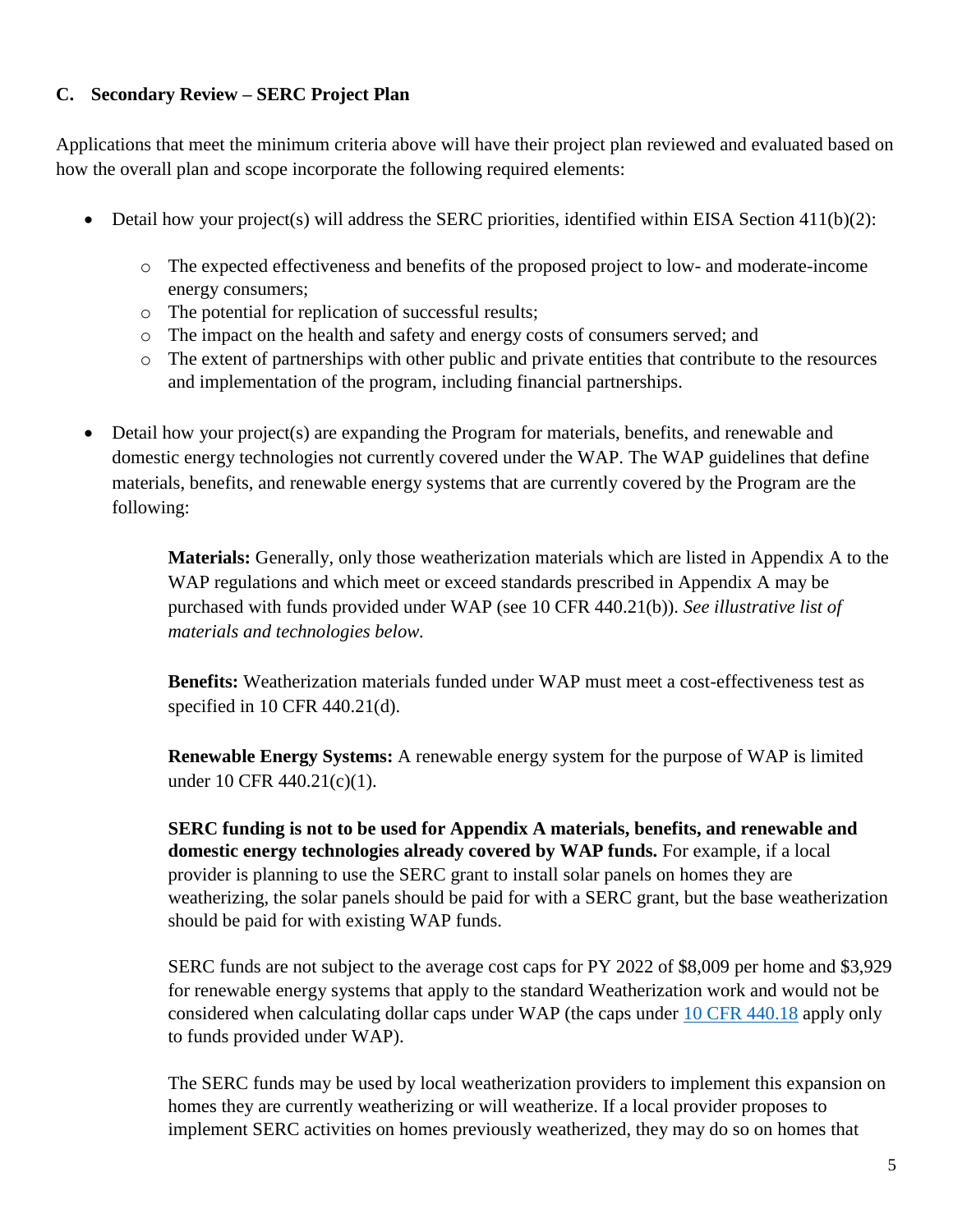### C. Secondary Review – SERC Project Plan

Applications that meet the minimum criteria above will have their project plan reviewed and evaluated based on how the overall plan and scope incorporate the following required elements:

- Detail how your project(s) will address the SERC priorities, identified within EISA Section 411(b)(2):
  - The expected effectiveness and benefits of the proposed project to low- and moderate-income energy consumers;
  - The potential for replication of successful results;
  - The impact on the health and safety and energy costs of consumers served; and
  - The extent of partnerships with other public and private entities that contribute to the resources and implementation of the program, including financial partnerships.
- Detail how your project(s) are expanding the Program for materials, benefits, and renewable and domestic energy technologies not currently covered under the WAP. The WAP guidelines that define materials, benefits, and renewable energy systems that are currently covered by the Program are the following:

  **Materials:** Generally, only those weatherization materials which are listed in Appendix A to the WAP regulations and which meet or exceed standards prescribed in Appendix A may be purchased with funds provided under WAP (see 10 CFR 440.21(b)). *See illustrative list of materials and technologies below.*

  **Benefits:** Weatherization materials funded under WAP must meet a cost-effectiveness test as specified in 10 CFR 440.21(d).

  **Renewable Energy Systems:** A renewable energy system for the purpose of WAP is limited under 10 CFR 440.21(c)(1).

  **SERC funding is not to be used for Appendix A materials, benefits, and renewable and domestic energy technologies already covered by WAP funds.** For example, if a local provider is planning to use the SERC grant to install solar panels on homes they are weatherizing, the solar panels should be paid for with a SERC grant, but the base weatherization should be paid for with existing WAP funds.

  SERC funds are not subject to the average cost caps for PY 2022 of $8,009 per home and $3,929 for renewable energy systems that apply to the standard Weatherization work and would not be considered when calculating dollar caps under WAP (the caps under [10 CFR 440.18](10 CFR 440.18) apply only to funds provided under WAP).

  The SERC funds may be used by local weatherization providers to implement this expansion on homes they are currently weatherizing or will weatherize. If a local provider proposes to implement SERC activities on homes previously weatherized, they may do so on homes that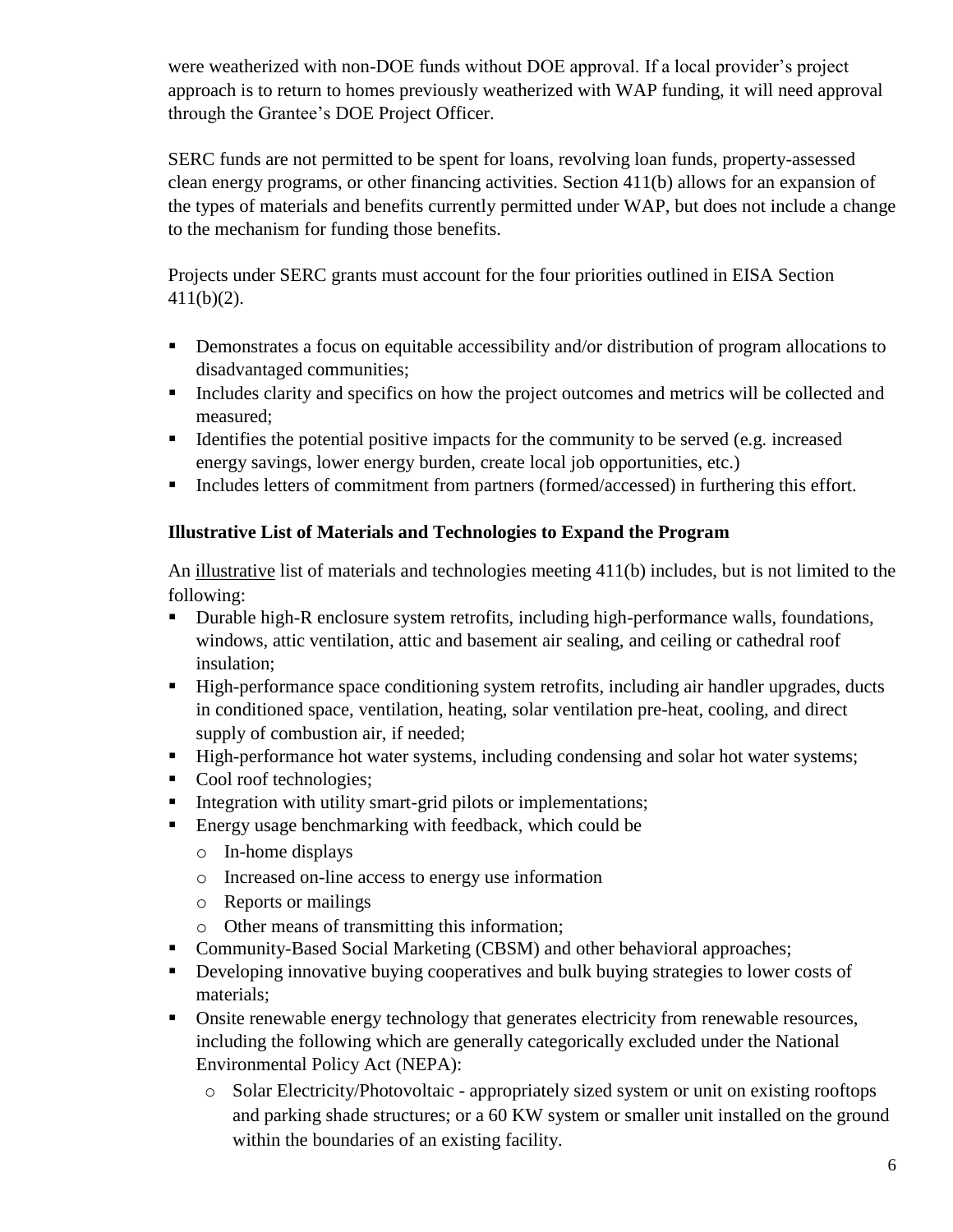were weatherized with non-DOE funds without DOE approval. If a local provider's project approach is to return to homes previously weatherized with WAP funding, it will need approval through the Grantee's DOE Project Officer.

SERC funds are not permitted to be spent for loans, revolving loan funds, property-assessed clean energy programs, or other financing activities. Section 411(b) allows for an expansion of the types of materials and benefits currently permitted under WAP, but does not include a change to the mechanism for funding those benefits.

Projects under SERC grants must account for the four priorities outlined in EISA Section 411(b)(2).

- Demonstrates a focus on equitable accessibility and/or distribution of program allocations to disadvantaged communities;
- Includes clarity and specifics on how the project outcomes and metrics will be collected and measured;
- Identifies the potential positive impacts for the community to be served (e.g. increased energy savings, lower energy burden, create local job opportunities, etc.)
- Includes letters of commitment from partners (formed/accessed) in furthering this effort.

### Illustrative List of Materials and Technologies to Expand the Program

An <u>illustrative</u> list of materials and technologies meeting 411(b) includes, but is not limited to the following:

- Durable high-R enclosure system retrofits, including high-performance walls, foundations, windows, attic ventilation, attic and basement air sealing, and ceiling or cathedral roof insulation;
- High-performance space conditioning system retrofits, including air handler upgrades, ducts in conditioned space, ventilation, heating, solar ventilation pre-heat, cooling, and direct supply of combustion air, if needed;
- High-performance hot water systems, including condensing and solar hot water systems;
- Cool roof technologies;
- Integration with utility smart-grid pilots or implementations;
- Energy usage benchmarking with feedback, which could be
  - In-home displays
  - Increased on-line access to energy use information
  - Reports or mailings
  - Other means of transmitting this information;
- Community-Based Social Marketing (CBSM) and other behavioral approaches;
- Developing innovative buying cooperatives and bulk buying strategies to lower costs of materials;
- Onsite renewable energy technology that generates electricity from renewable resources, including the following which are generally categorically excluded under the National Environmental Policy Act (NEPA):
  - Solar Electricity/Photovoltaic - appropriately sized system or unit on existing rooftops and parking shade structures; or a 60 KW system or smaller unit installed on the ground within the boundaries of an existing facility.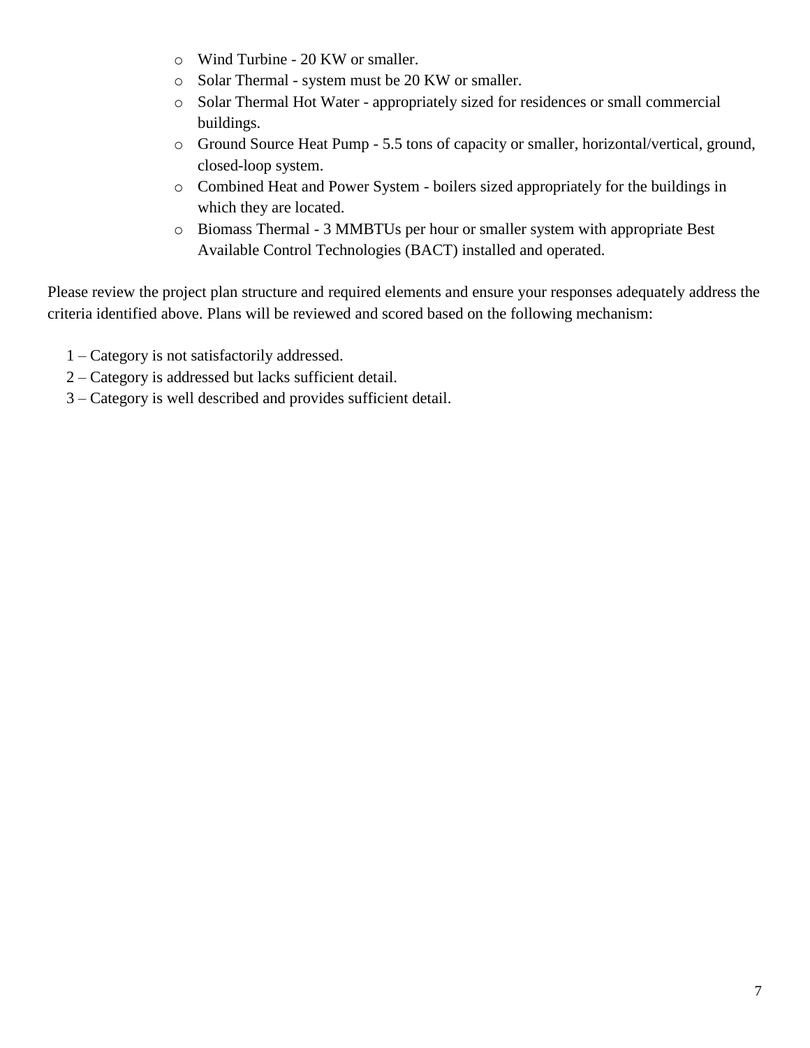- Wind Turbine - 20 KW or smaller.
- Solar Thermal - system must be 20 KW or smaller.
- Solar Thermal Hot Water - appropriately sized for residences or small commercial buildings.
- Ground Source Heat Pump - 5.5 tons of capacity or smaller, horizontal/vertical, ground, closed-loop system.
- Combined Heat and Power System - boilers sized appropriately for the buildings in which they are located.
- Biomass Thermal - 3 MMBTUs per hour or smaller system with appropriate Best Available Control Technologies (BACT) installed and operated.

Please review the project plan structure and required elements and ensure your responses adequately address the criteria identified above. Plans will be reviewed and scored based on the following mechanism:

1 – Category is not satisfactorily addressed.
2 – Category is addressed but lacks sufficient detail.
3 – Category is well described and provides sufficient detail.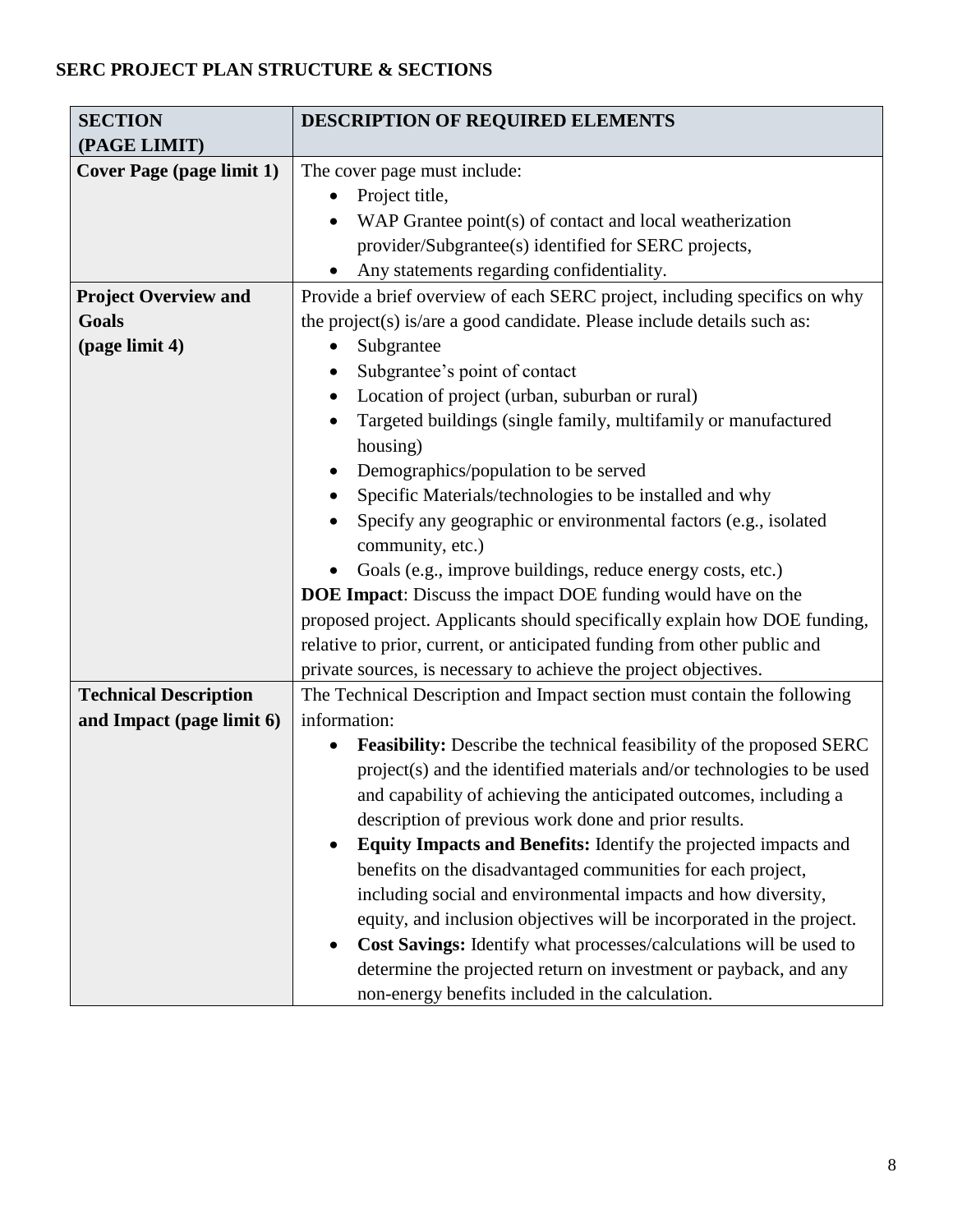**SERC PROJECT PLAN STRUCTURE & SECTIONS**

| SECTION (PAGE LIMIT) | DESCRIPTION OF REQUIRED ELEMENTS |
|---|---|
| **Cover Page (page limit 1)** | The cover page must include:<br>• Project title,<br>• WAP Grantee point(s) of contact and local weatherization provider/Subgrantee(s) identified for SERC projects,<br>• Any statements regarding confidentiality. |
| **Project Overview and Goals (page limit 4)** | Provide a brief overview of each SERC project, including specifics on why the project(s) is/are a good candidate. Please include details such as:<br>• Subgrantee<br>• Subgrantee's point of contact<br>• Location of project (urban, suburban or rural)<br>• Targeted buildings (single family, multifamily or manufactured housing)<br>• Demographics/population to be served<br>• Specific Materials/technologies to be installed and why<br>• Specify any geographic or environmental factors (e.g., isolated community, etc.)<br>• Goals (e.g., improve buildings, reduce energy costs, etc.)<br>**DOE Impact**: Discuss the impact DOE funding would have on the proposed project. Applicants should specifically explain how DOE funding, relative to prior, current, or anticipated funding from other public and private sources, is necessary to achieve the project objectives. |
| **Technical Description and Impact (page limit 6)** | The Technical Description and Impact section must contain the following information:<br>• **Feasibility:** Describe the technical feasibility of the proposed SERC project(s) and the identified materials and/or technologies to be used and capability of achieving the anticipated outcomes, including a description of previous work done and prior results.<br>• **Equity Impacts and Benefits:** Identify the projected impacts and benefits on the disadvantaged communities for each project, including social and environmental impacts and how diversity, equity, and inclusion objectives will be incorporated in the project.<br>• **Cost Savings:** Identify what processes/calculations will be used to determine the projected return on investment or payback, and any non-energy benefits included in the calculation. |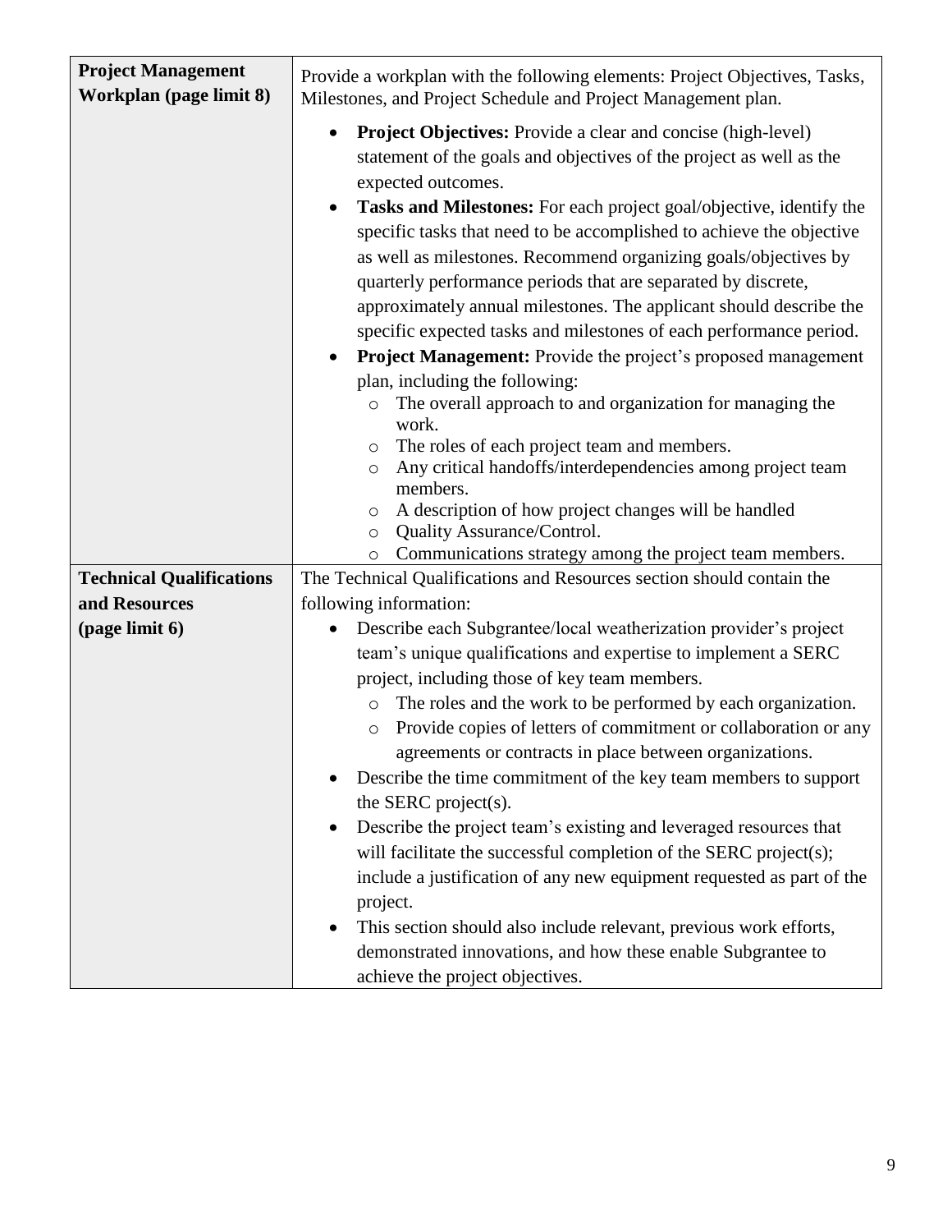| | |
|---|---|
| **Project Management Workplan (page limit 8)** | Provide a workplan with the following elements: Project Objectives, Tasks, Milestones, and Project Schedule and Project Management plan.<br><br>• **Project Objectives:** Provide a clear and concise (high-level) statement of the goals and objectives of the project as well as the expected outcomes.<br>• **Tasks and Milestones:** For each project goal/objective, identify the specific tasks that need to be accomplished to achieve the objective as well as milestones. Recommend organizing goals/objectives by quarterly performance periods that are separated by discrete, approximately annual milestones. The applicant should describe the specific expected tasks and milestones of each performance period.<br>• **Project Management:** Provide the project's proposed management plan, including the following:<br>&nbsp;&nbsp;&nbsp;&nbsp;○ The overall approach to and organization for managing the work.<br>&nbsp;&nbsp;&nbsp;&nbsp;○ The roles of each project team and members.<br>&nbsp;&nbsp;&nbsp;&nbsp;○ Any critical handoffs/interdependencies among project team members.<br>&nbsp;&nbsp;&nbsp;&nbsp;○ A description of how project changes will be handled<br>&nbsp;&nbsp;&nbsp;&nbsp;○ Quality Assurance/Control.<br>&nbsp;&nbsp;&nbsp;&nbsp;○ Communications strategy among the project team members. |
| **Technical Qualifications and Resources (page limit 6)** | The Technical Qualifications and Resources section should contain the following information:<br>• Describe each Subgrantee/local weatherization provider's project team's unique qualifications and expertise to implement a SERC project, including those of key team members.<br>&nbsp;&nbsp;&nbsp;&nbsp;○ The roles and the work to be performed by each organization.<br>&nbsp;&nbsp;&nbsp;&nbsp;○ Provide copies of letters of commitment or collaboration or any agreements or contracts in place between organizations.<br>• Describe the time commitment of the key team members to support the SERC project(s).<br>• Describe the project team's existing and leveraged resources that will facilitate the successful completion of the SERC project(s); include a justification of any new equipment requested as part of the project.<br>• This section should also include relevant, previous work efforts, demonstrated innovations, and how these enable Subgrantee to achieve the project objectives. |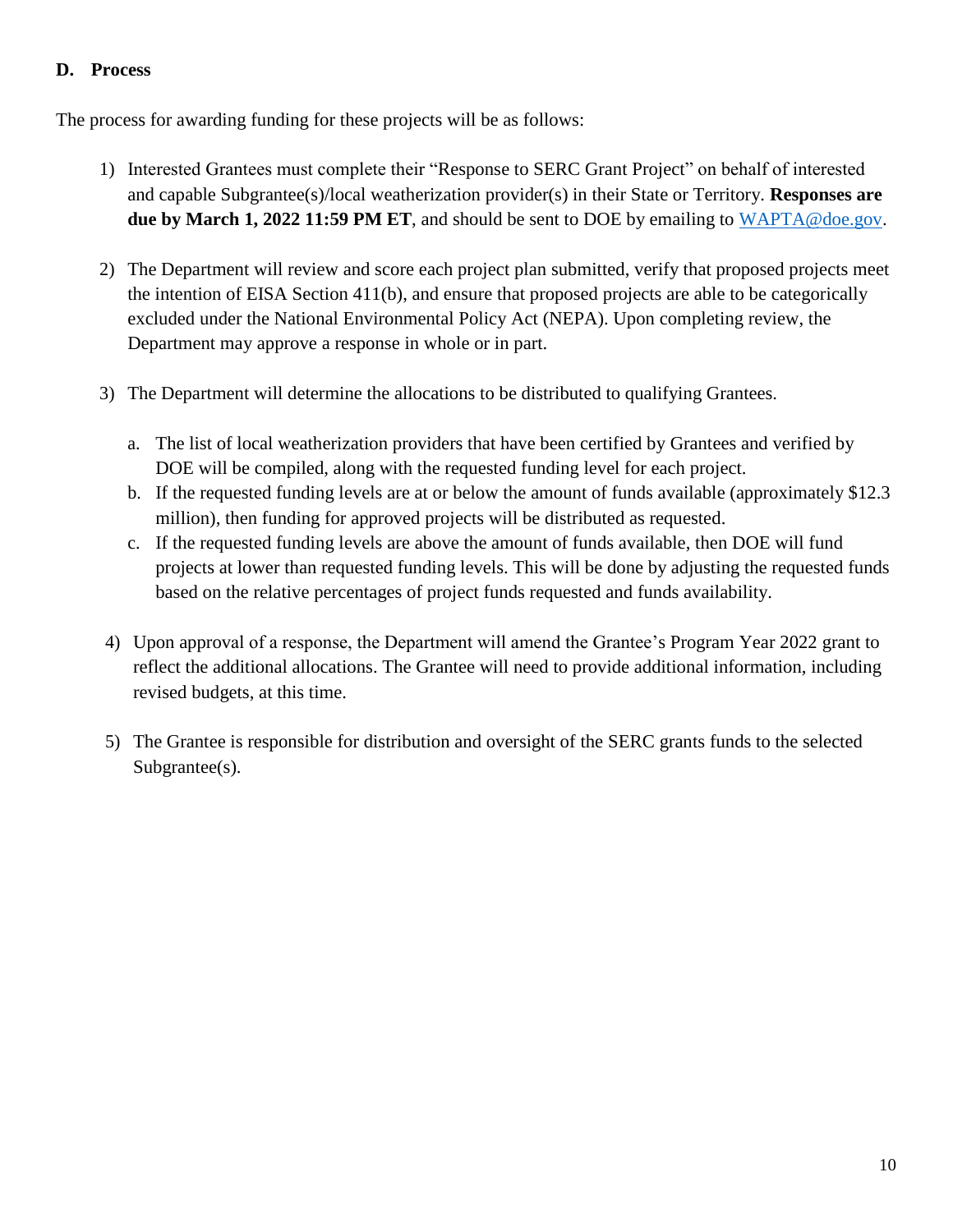## D. Process

The process for awarding funding for these projects will be as follows:

1) Interested Grantees must complete their "Response to SERC Grant Project" on behalf of interested and capable Subgrantee(s)/local weatherization provider(s) in their State or Territory. **Responses are due by March 1, 2022 11:59 PM ET**, and should be sent to DOE by emailing to [WAPTA@doe.gov](mailto:WAPTA@doe.gov).

2) The Department will review and score each project plan submitted, verify that proposed projects meet the intention of EISA Section 411(b), and ensure that proposed projects are able to be categorically excluded under the National Environmental Policy Act (NEPA). Upon completing review, the Department may approve a response in whole or in part.

3) The Department will determine the allocations to be distributed to qualifying Grantees.

   a. The list of local weatherization providers that have been certified by Grantees and verified by DOE will be compiled, along with the requested funding level for each project.
   b. If the requested funding levels are at or below the amount of funds available (approximately $12.3 million), then funding for approved projects will be distributed as requested.
   c. If the requested funding levels are above the amount of funds available, then DOE will fund projects at lower than requested funding levels. This will be done by adjusting the requested funds based on the relative percentages of project funds requested and funds availability.

4) Upon approval of a response, the Department will amend the Grantee's Program Year 2022 grant to reflect the additional allocations. The Grantee will need to provide additional information, including revised budgets, at this time.

5) The Grantee is responsible for distribution and oversight of the SERC grants funds to the selected Subgrantee(s).